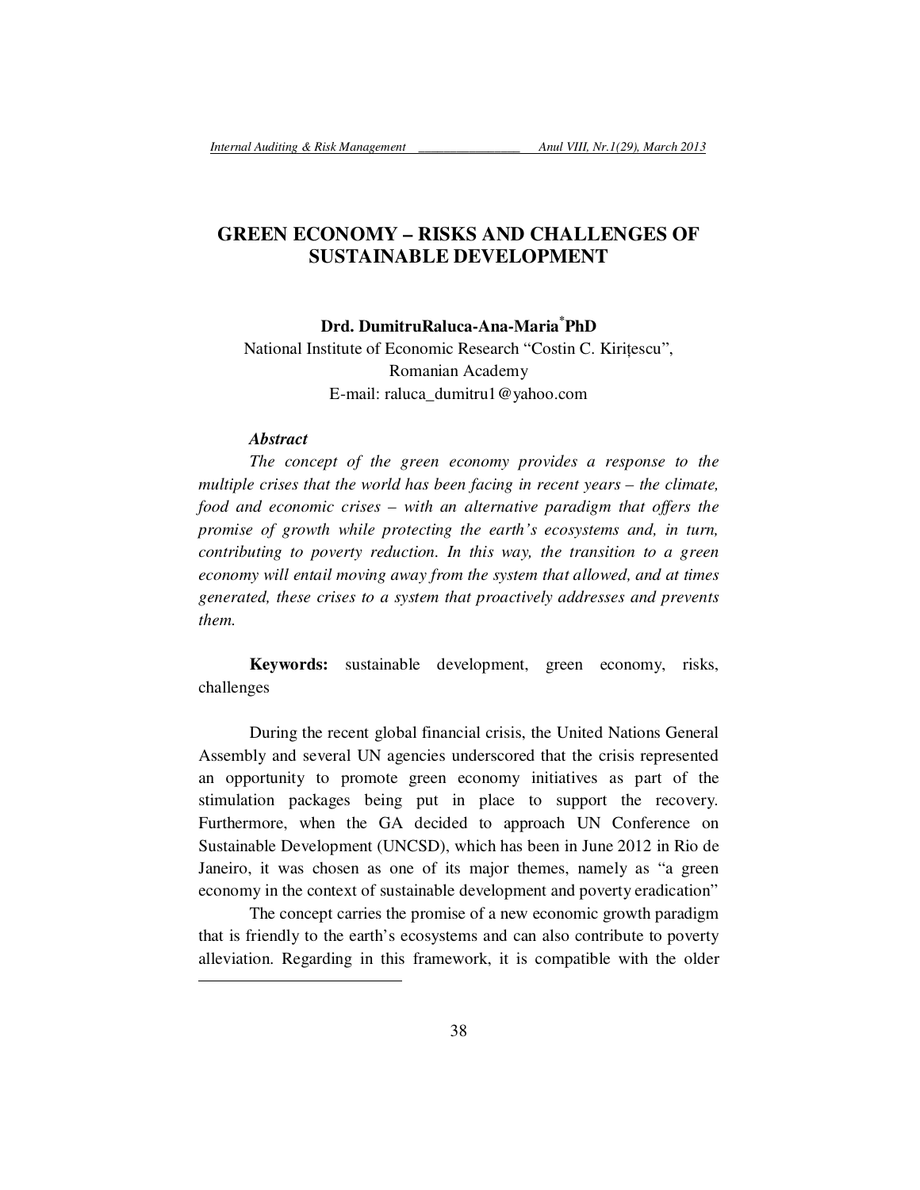# GREEN ECONOMY – RISKS AND CHALLENGES OF SUSTAINABLE DEVELOPMENT

**Drd. DumitruRaluca-Ana-Maria[*]PhD**
National Institute of Economic Research "Costin C. Kirițescu",
Romanian Academy
E-mail: raluca_dumitru1@yahoo.com

***Abstract***

*The concept of the green economy provides a response to the multiple crises that the world has been facing in recent years – the climate, food and economic crises – with an alternative paradigm that offers the promise of growth while protecting the earth's ecosystems and, in turn, contributing to poverty reduction. In this way, the transition to a green economy will entail moving away from the system that allowed, and at times generated, these crises to a system that proactively addresses and prevents them.*

**Keywords:** sustainable development, green economy, risks, challenges

During the recent global financial crisis, the United Nations General Assembly and several UN agencies underscored that the crisis represented an opportunity to promote green economy initiatives as part of the stimulation packages being put in place to support the recovery. Furthermore, when the GA decided to approach UN Conference on Sustainable Development (UNCSD), which has been in June 2012 in Rio de Janeiro, it was chosen as one of its major themes, namely as "a green economy in the context of sustainable development and poverty eradication"

The concept carries the promise of a new economic growth paradigm that is friendly to the earth's ecosystems and can also contribute to poverty alleviation. Regarding in this framework, it is compatible with the older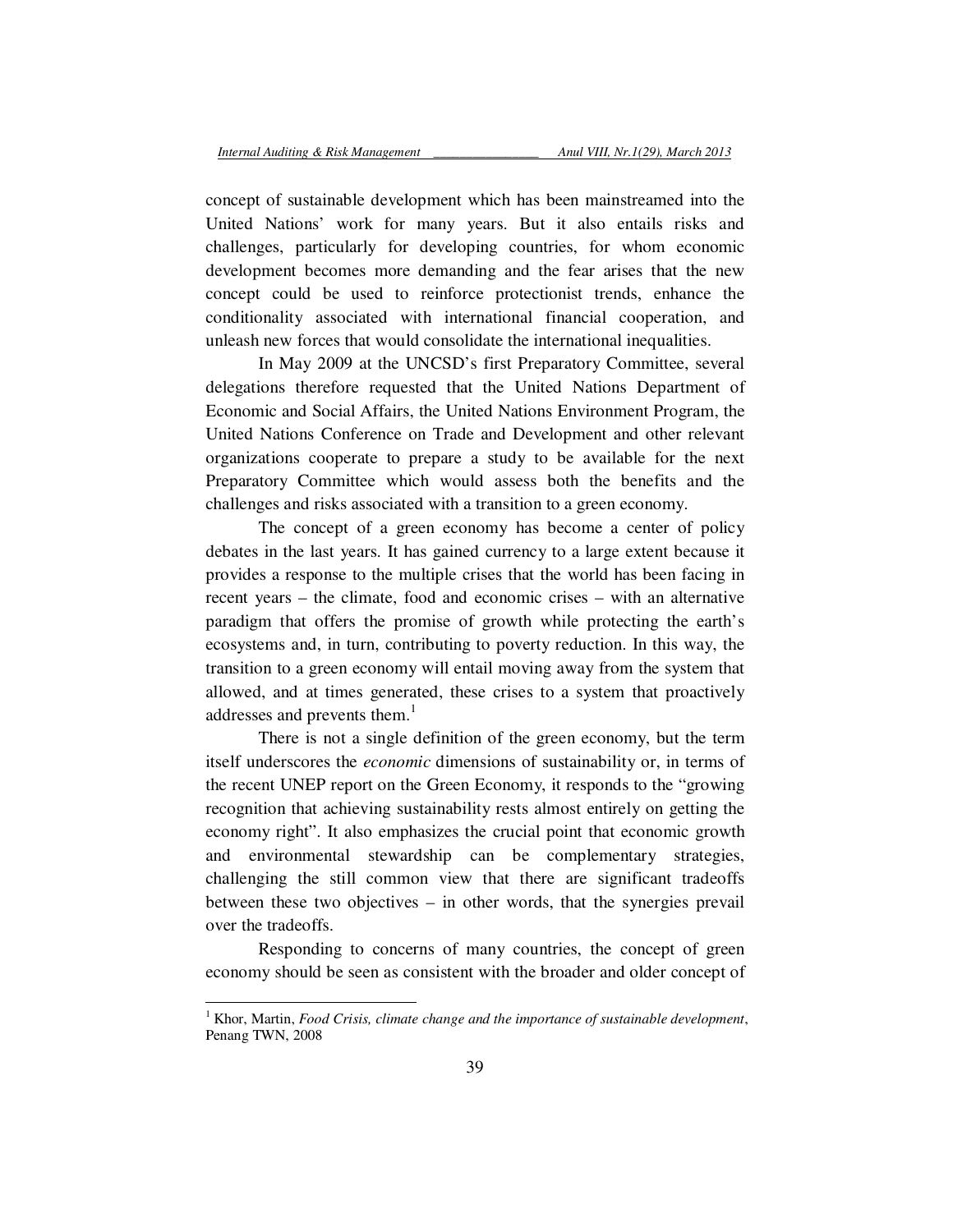concept of sustainable development which has been mainstreamed into the United Nations' work for many years. But it also entails risks and challenges, particularly for developing countries, for whom economic development becomes more demanding and the fear arises that the new concept could be used to reinforce protectionist trends, enhance the conditionality associated with international financial cooperation, and unleash new forces that would consolidate the international inequalities.

In May 2009 at the UNCSD's first Preparatory Committee, several delegations therefore requested that the United Nations Department of Economic and Social Affairs, the United Nations Environment Program, the United Nations Conference on Trade and Development and other relevant organizations cooperate to prepare a study to be available for the next Preparatory Committee which would assess both the benefits and the challenges and risks associated with a transition to a green economy.

The concept of a green economy has become a center of policy debates in the last years. It has gained currency to a large extent because it provides a response to the multiple crises that the world has been facing in recent years – the climate, food and economic crises – with an alternative paradigm that offers the promise of growth while protecting the earth's ecosystems and, in turn, contributing to poverty reduction. In this way, the transition to a green economy will entail moving away from the system that allowed, and at times generated, these crises to a system that proactively addresses and prevents them.[1]

There is not a single definition of the green economy, but the term itself underscores the *economic* dimensions of sustainability or, in terms of the recent UNEP report on the Green Economy, it responds to the "growing recognition that achieving sustainability rests almost entirely on getting the economy right". It also emphasizes the crucial point that economic growth and environmental stewardship can be complementary strategies, challenging the still common view that there are significant tradeoffs between these two objectives – in other words, that the synergies prevail over the tradeoffs.

Responding to concerns of many countries, the concept of green economy should be seen as consistent with the broader and older concept of

[1] Khor, Martin, *Food Crisis, climate change and the importance of sustainable development*, Penang TWN, 2008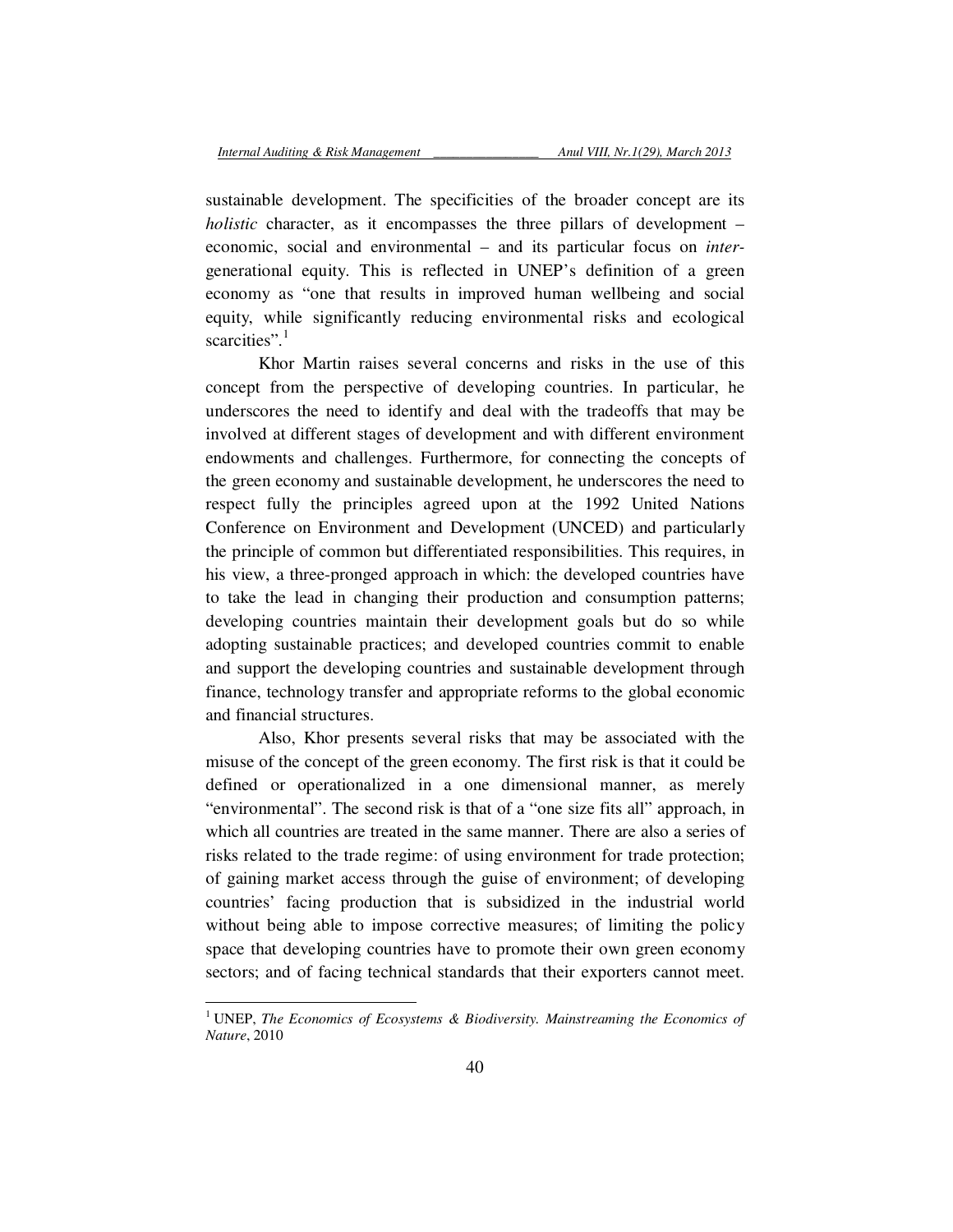sustainable development. The specificities of the broader concept are its *holistic* character, as it encompasses the three pillars of development – economic, social and environmental – and its particular focus on *inter*-generational equity. This is reflected in UNEP's definition of a green economy as "one that results in improved human wellbeing and social equity, while significantly reducing environmental risks and ecological scarcities".[1]

Khor Martin raises several concerns and risks in the use of this concept from the perspective of developing countries. In particular, he underscores the need to identify and deal with the tradeoffs that may be involved at different stages of development and with different environment endowments and challenges. Furthermore, for connecting the concepts of the green economy and sustainable development, he underscores the need to respect fully the principles agreed upon at the 1992 United Nations Conference on Environment and Development (UNCED) and particularly the principle of common but differentiated responsibilities. This requires, in his view, a three-pronged approach in which: the developed countries have to take the lead in changing their production and consumption patterns; developing countries maintain their development goals but do so while adopting sustainable practices; and developed countries commit to enable and support the developing countries and sustainable development through finance, technology transfer and appropriate reforms to the global economic and financial structures.

Also, Khor presents several risks that may be associated with the misuse of the concept of the green economy. The first risk is that it could be defined or operationalized in a one dimensional manner, as merely "environmental". The second risk is that of a "one size fits all" approach, in which all countries are treated in the same manner. There are also a series of risks related to the trade regime: of using environment for trade protection; of gaining market access through the guise of environment; of developing countries' facing production that is subsidized in the industrial world without being able to impose corrective measures; of limiting the policy space that developing countries have to promote their own green economy sectors; and of facing technical standards that their exporters cannot meet.

---

[1] UNEP, *The Economics of Ecosystems & Biodiversity. Mainstreaming the Economics of Nature*, 2010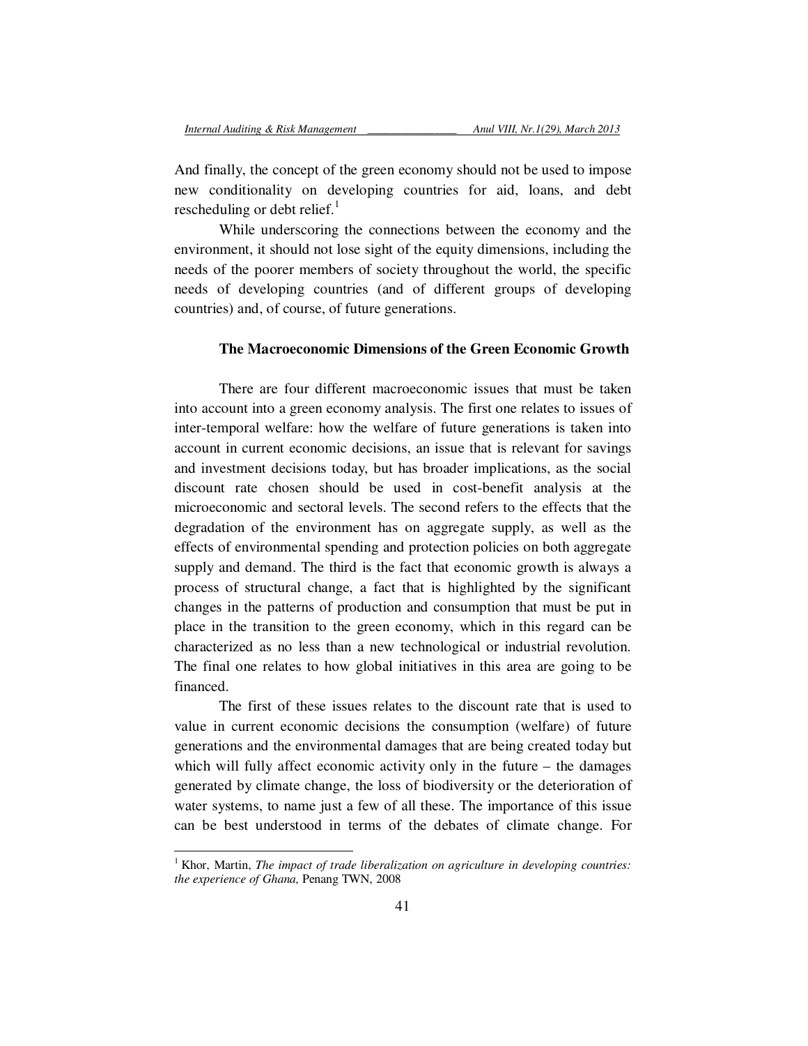And finally, the concept of the green economy should not be used to impose new conditionality on developing countries for aid, loans, and debt rescheduling or debt relief.[1]

While underscoring the connections between the economy and the environment, it should not lose sight of the equity dimensions, including the needs of the poorer members of society throughout the world, the specific needs of developing countries (and of different groups of developing countries) and, of course, of future generations.

### The Macroeconomic Dimensions of the Green Economic Growth

There are four different macroeconomic issues that must be taken into account into a green economy analysis. The first one relates to issues of inter-temporal welfare: how the welfare of future generations is taken into account in current economic decisions, an issue that is relevant for savings and investment decisions today, but has broader implications, as the social discount rate chosen should be used in cost-benefit analysis at the microeconomic and sectoral levels. The second refers to the effects that the degradation of the environment has on aggregate supply, as well as the effects of environmental spending and protection policies on both aggregate supply and demand. The third is the fact that economic growth is always a process of structural change, a fact that is highlighted by the significant changes in the patterns of production and consumption that must be put in place in the transition to the green economy, which in this regard can be characterized as no less than a new technological or industrial revolution. The final one relates to how global initiatives in this area are going to be financed.

The first of these issues relates to the discount rate that is used to value in current economic decisions the consumption (welfare) of future generations and the environmental damages that are being created today but which will fully affect economic activity only in the future – the damages generated by climate change, the loss of biodiversity or the deterioration of water systems, to name just a few of all these. The importance of this issue can be best understood in terms of the debates of climate change. For

---

[1] Khor, Martin, *The impact of trade liberalization on agriculture in developing countries: the experience of Ghana,* Penang TWN, 2008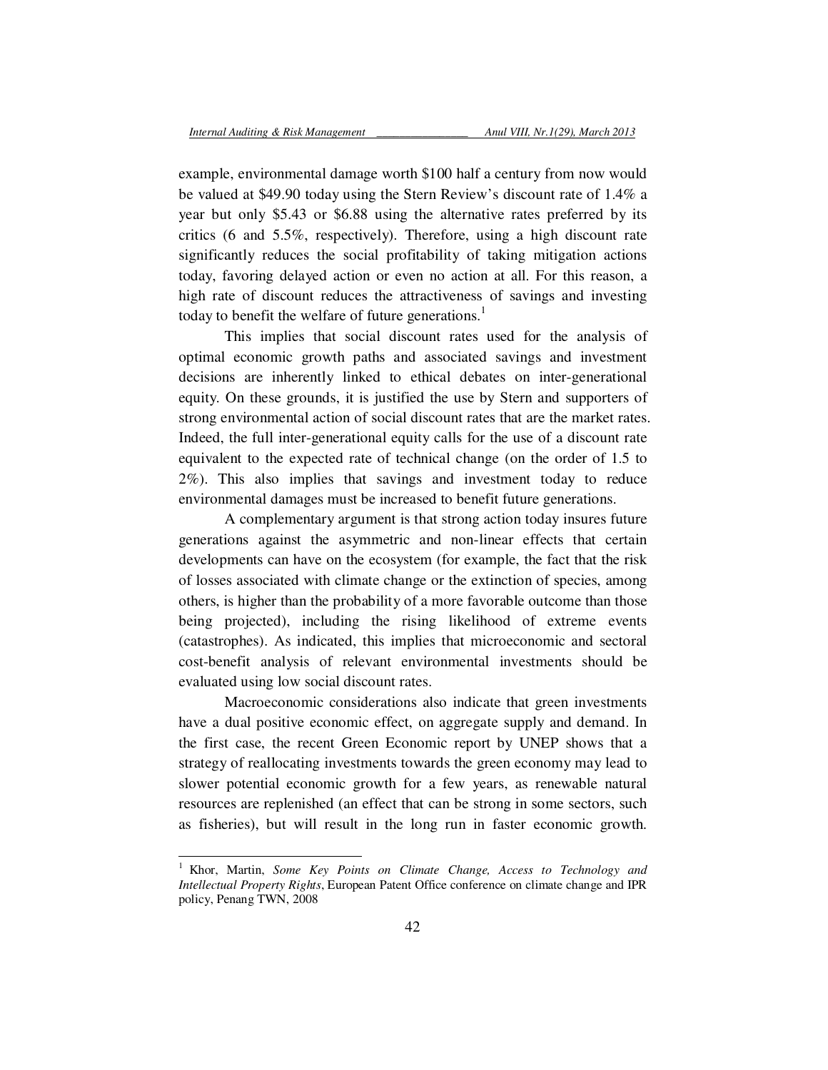example, environmental damage worth $100 half a century from now would be valued at $49.90 today using the Stern Review's discount rate of 1.4% a year but only $5.43 or $6.88 using the alternative rates preferred by its critics (6 and 5.5%, respectively). Therefore, using a high discount rate significantly reduces the social profitability of taking mitigation actions today, favoring delayed action or even no action at all. For this reason, a high rate of discount reduces the attractiveness of savings and investing today to benefit the welfare of future generations.[1]

This implies that social discount rates used for the analysis of optimal economic growth paths and associated savings and investment decisions are inherently linked to ethical debates on inter-generational equity. On these grounds, it is justified the use by Stern and supporters of strong environmental action of social discount rates that are the market rates. Indeed, the full inter-generational equity calls for the use of a discount rate equivalent to the expected rate of technical change (on the order of 1.5 to 2%). This also implies that savings and investment today to reduce environmental damages must be increased to benefit future generations.

A complementary argument is that strong action today insures future generations against the asymmetric and non-linear effects that certain developments can have on the ecosystem (for example, the fact that the risk of losses associated with climate change or the extinction of species, among others, is higher than the probability of a more favorable outcome than those being projected), including the rising likelihood of extreme events (catastrophes). As indicated, this implies that microeconomic and sectoral cost-benefit analysis of relevant environmental investments should be evaluated using low social discount rates.

Macroeconomic considerations also indicate that green investments have a dual positive economic effect, on aggregate supply and demand. In the first case, the recent Green Economic report by UNEP shows that a strategy of reallocating investments towards the green economy may lead to slower potential economic growth for a few years, as renewable natural resources are replenished (an effect that can be strong in some sectors, such as fisheries), but will result in the long run in faster economic growth.

---

[1] Khor, Martin, *Some Key Points on Climate Change, Access to Technology and Intellectual Property Rights*, European Patent Office conference on climate change and IPR policy, Penang TWN, 2008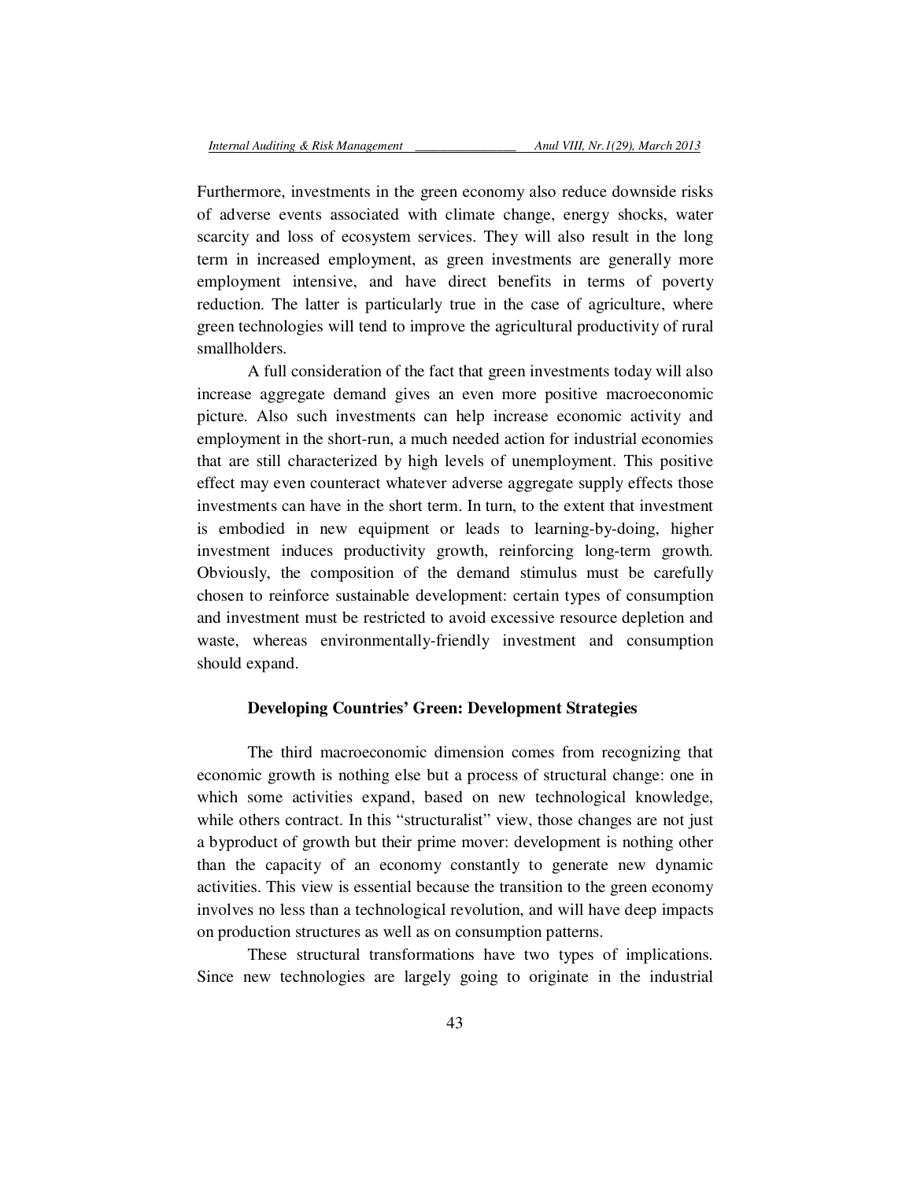Furthermore, investments in the green economy also reduce downside risks of adverse events associated with climate change, energy shocks, water scarcity and loss of ecosystem services. They will also result in the long term in increased employment, as green investments are generally more employment intensive, and have direct benefits in terms of poverty reduction. The latter is particularly true in the case of agriculture, where green technologies will tend to improve the agricultural productivity of rural smallholders.

A full consideration of the fact that green investments today will also increase aggregate demand gives an even more positive macroeconomic picture. Also such investments can help increase economic activity and employment in the short-run, a much needed action for industrial economies that are still characterized by high levels of unemployment. This positive effect may even counteract whatever adverse aggregate supply effects those investments can have in the short term. In turn, to the extent that investment is embodied in new equipment or leads to learning-by-doing, higher investment induces productivity growth, reinforcing long-term growth. Obviously, the composition of the demand stimulus must be carefully chosen to reinforce sustainable development: certain types of consumption and investment must be restricted to avoid excessive resource depletion and waste, whereas environmentally-friendly investment and consumption should expand.

### Developing Countries' Green: Development Strategies

The third macroeconomic dimension comes from recognizing that economic growth is nothing else but a process of structural change: one in which some activities expand, based on new technological knowledge, while others contract. In this "structuralist" view, those changes are not just a byproduct of growth but their prime mover: development is nothing other than the capacity of an economy constantly to generate new dynamic activities. This view is essential because the transition to the green economy involves no less than a technological revolution, and will have deep impacts on production structures as well as on consumption patterns.

These structural transformations have two types of implications. Since new technologies are largely going to originate in the industrial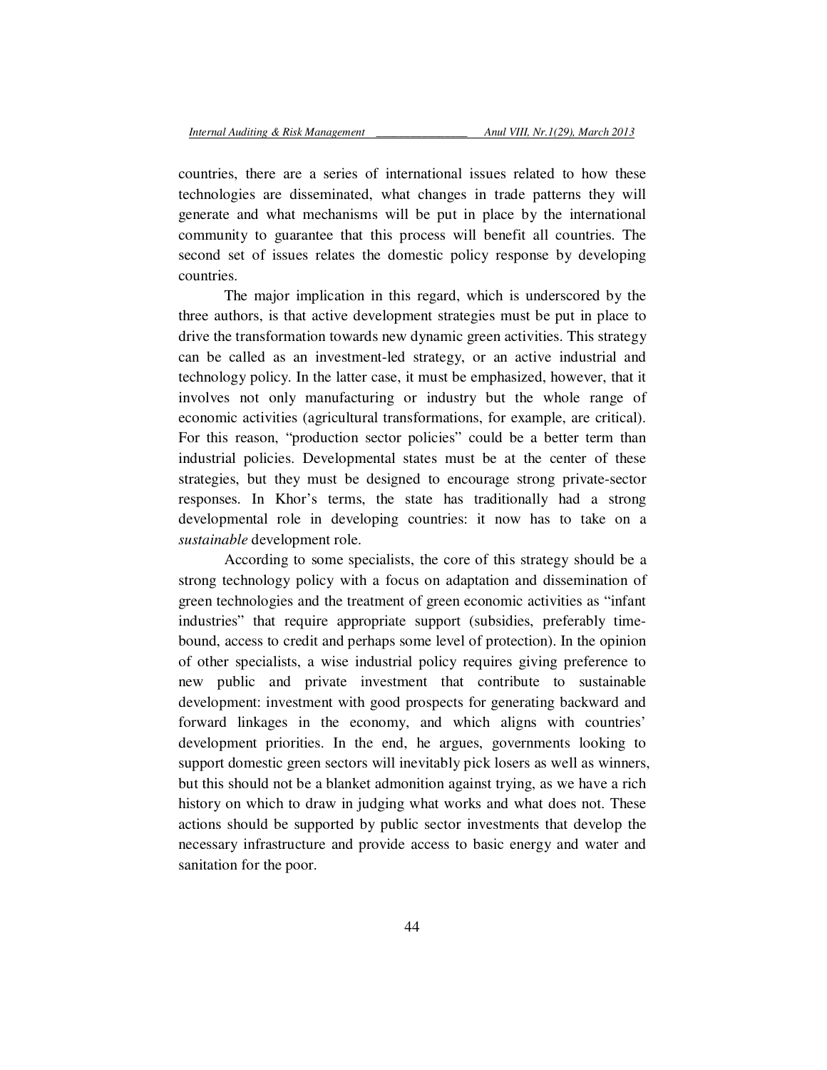countries, there are a series of international issues related to how these technologies are disseminated, what changes in trade patterns they will generate and what mechanisms will be put in place by the international community to guarantee that this process will benefit all countries. The second set of issues relates the domestic policy response by developing countries.

The major implication in this regard, which is underscored by the three authors, is that active development strategies must be put in place to drive the transformation towards new dynamic green activities. This strategy can be called as an investment-led strategy, or an active industrial and technology policy. In the latter case, it must be emphasized, however, that it involves not only manufacturing or industry but the whole range of economic activities (agricultural transformations, for example, are critical). For this reason, "production sector policies" could be a better term than industrial policies. Developmental states must be at the center of these strategies, but they must be designed to encourage strong private-sector responses. In Khor's terms, the state has traditionally had a strong developmental role in developing countries: it now has to take on a *sustainable* development role.

According to some specialists, the core of this strategy should be a strong technology policy with a focus on adaptation and dissemination of green technologies and the treatment of green economic activities as "infant industries" that require appropriate support (subsidies, preferably time-bound, access to credit and perhaps some level of protection). In the opinion of other specialists, a wise industrial policy requires giving preference to new public and private investment that contribute to sustainable development: investment with good prospects for generating backward and forward linkages in the economy, and which aligns with countries' development priorities. In the end, he argues, governments looking to support domestic green sectors will inevitably pick losers as well as winners, but this should not be a blanket admonition against trying, as we have a rich history on which to draw in judging what works and what does not. These actions should be supported by public sector investments that develop the necessary infrastructure and provide access to basic energy and water and sanitation for the poor.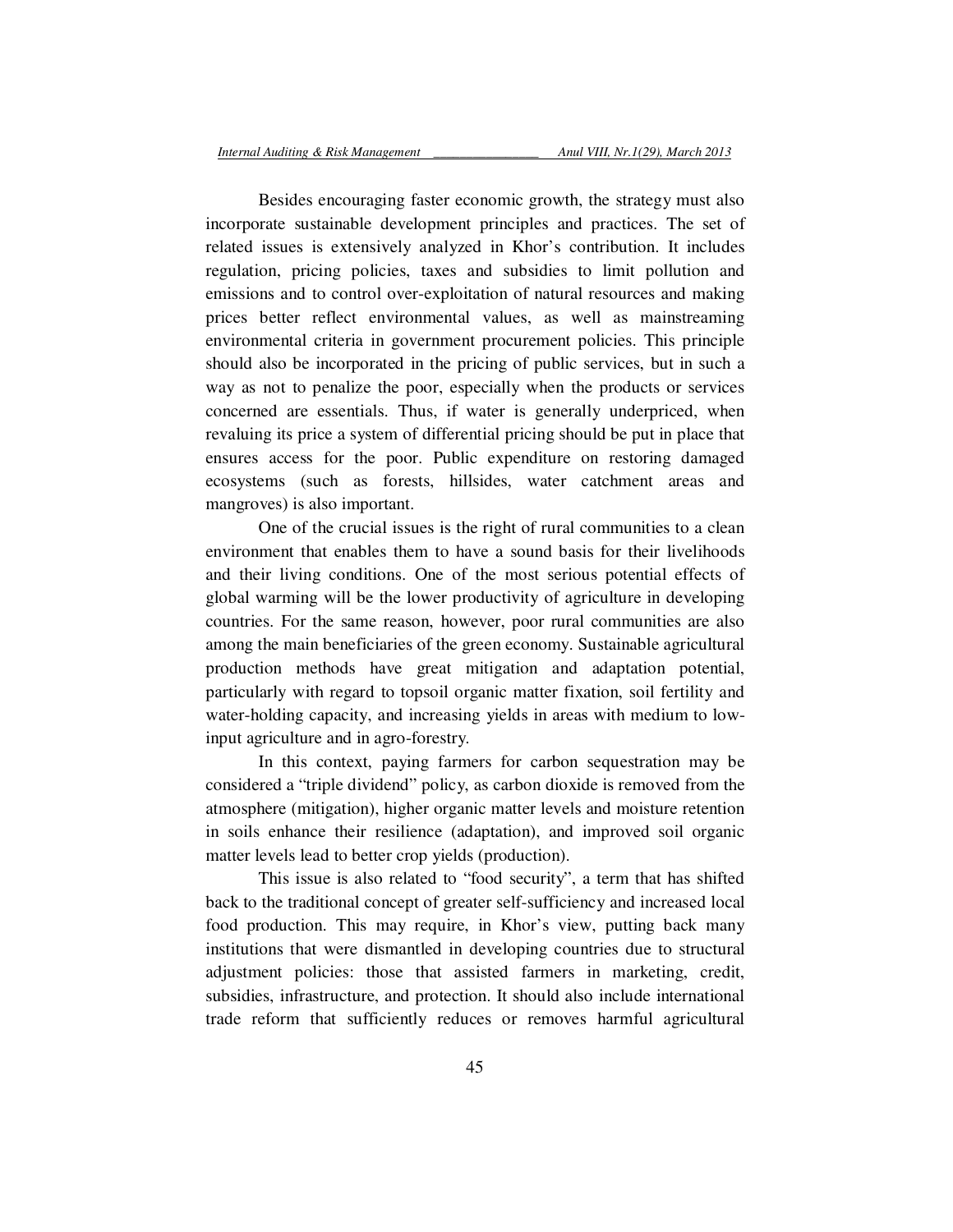Besides encouraging faster economic growth, the strategy must also incorporate sustainable development principles and practices. The set of related issues is extensively analyzed in Khor's contribution. It includes regulation, pricing policies, taxes and subsidies to limit pollution and emissions and to control over-exploitation of natural resources and making prices better reflect environmental values, as well as mainstreaming environmental criteria in government procurement policies. This principle should also be incorporated in the pricing of public services, but in such a way as not to penalize the poor, especially when the products or services concerned are essentials. Thus, if water is generally underpriced, when revaluing its price a system of differential pricing should be put in place that ensures access for the poor. Public expenditure on restoring damaged ecosystems (such as forests, hillsides, water catchment areas and mangroves) is also important.

One of the crucial issues is the right of rural communities to a clean environment that enables them to have a sound basis for their livelihoods and their living conditions. One of the most serious potential effects of global warming will be the lower productivity of agriculture in developing countries. For the same reason, however, poor rural communities are also among the main beneficiaries of the green economy. Sustainable agricultural production methods have great mitigation and adaptation potential, particularly with regard to topsoil organic matter fixation, soil fertility and water-holding capacity, and increasing yields in areas with medium to low-input agriculture and in agro-forestry.

In this context, paying farmers for carbon sequestration may be considered a "triple dividend" policy, as carbon dioxide is removed from the atmosphere (mitigation), higher organic matter levels and moisture retention in soils enhance their resilience (adaptation), and improved soil organic matter levels lead to better crop yields (production).

This issue is also related to "food security", a term that has shifted back to the traditional concept of greater self-sufficiency and increased local food production. This may require, in Khor's view, putting back many institutions that were dismantled in developing countries due to structural adjustment policies: those that assisted farmers in marketing, credit, subsidies, infrastructure, and protection. It should also include international trade reform that sufficiently reduces or removes harmful agricultural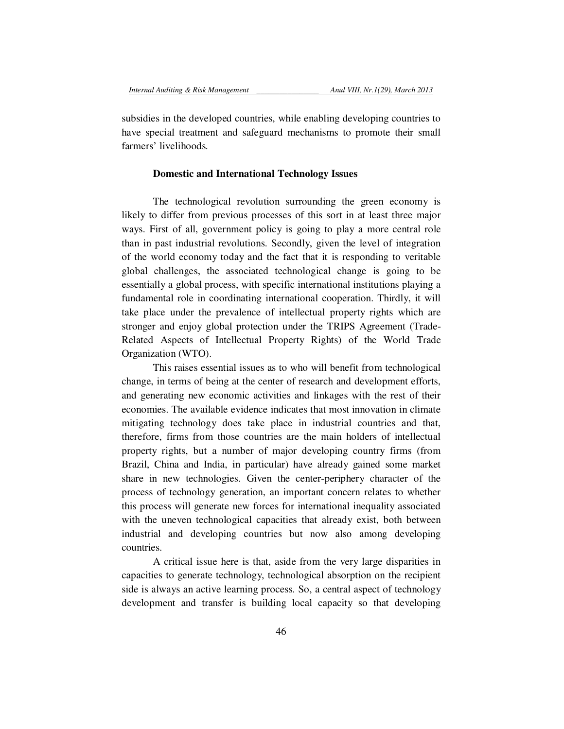subsidies in the developed countries, while enabling developing countries to have special treatment and safeguard mechanisms to promote their small farmers' livelihoods.

**Domestic and International Technology Issues**

The technological revolution surrounding the green economy is likely to differ from previous processes of this sort in at least three major ways. First of all, government policy is going to play a more central role than in past industrial revolutions. Secondly, given the level of integration of the world economy today and the fact that it is responding to veritable global challenges, the associated technological change is going to be essentially a global process, with specific international institutions playing a fundamental role in coordinating international cooperation. Thirdly, it will take place under the prevalence of intellectual property rights which are stronger and enjoy global protection under the TRIPS Agreement (Trade-Related Aspects of Intellectual Property Rights) of the World Trade Organization (WTO).

This raises essential issues as to who will benefit from technological change, in terms of being at the center of research and development efforts, and generating new economic activities and linkages with the rest of their economies. The available evidence indicates that most innovation in climate mitigating technology does take place in industrial countries and that, therefore, firms from those countries are the main holders of intellectual property rights, but a number of major developing country firms (from Brazil, China and India, in particular) have already gained some market share in new technologies. Given the center-periphery character of the process of technology generation, an important concern relates to whether this process will generate new forces for international inequality associated with the uneven technological capacities that already exist, both between industrial and developing countries but now also among developing countries.

A critical issue here is that, aside from the very large disparities in capacities to generate technology, technological absorption on the recipient side is always an active learning process. So, a central aspect of technology development and transfer is building local capacity so that developing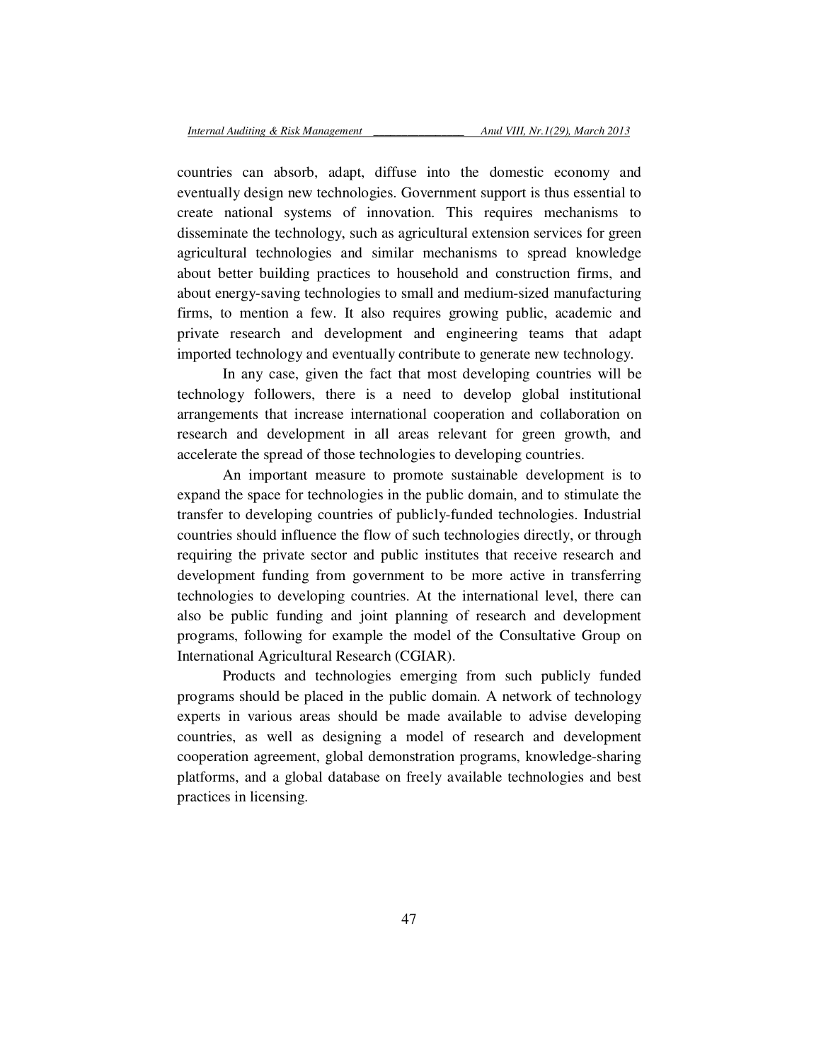countries can absorb, adapt, diffuse into the domestic economy and eventually design new technologies. Government support is thus essential to create national systems of innovation. This requires mechanisms to disseminate the technology, such as agricultural extension services for green agricultural technologies and similar mechanisms to spread knowledge about better building practices to household and construction firms, and about energy-saving technologies to small and medium-sized manufacturing firms, to mention a few. It also requires growing public, academic and private research and development and engineering teams that adapt imported technology and eventually contribute to generate new technology.

In any case, given the fact that most developing countries will be technology followers, there is a need to develop global institutional arrangements that increase international cooperation and collaboration on research and development in all areas relevant for green growth, and accelerate the spread of those technologies to developing countries.

An important measure to promote sustainable development is to expand the space for technologies in the public domain, and to stimulate the transfer to developing countries of publicly-funded technologies. Industrial countries should influence the flow of such technologies directly, or through requiring the private sector and public institutes that receive research and development funding from government to be more active in transferring technologies to developing countries. At the international level, there can also be public funding and joint planning of research and development programs, following for example the model of the Consultative Group on International Agricultural Research (CGIAR).

Products and technologies emerging from such publicly funded programs should be placed in the public domain. A network of technology experts in various areas should be made available to advise developing countries, as well as designing a model of research and development cooperation agreement, global demonstration programs, knowledge-sharing platforms, and a global database on freely available technologies and best practices in licensing.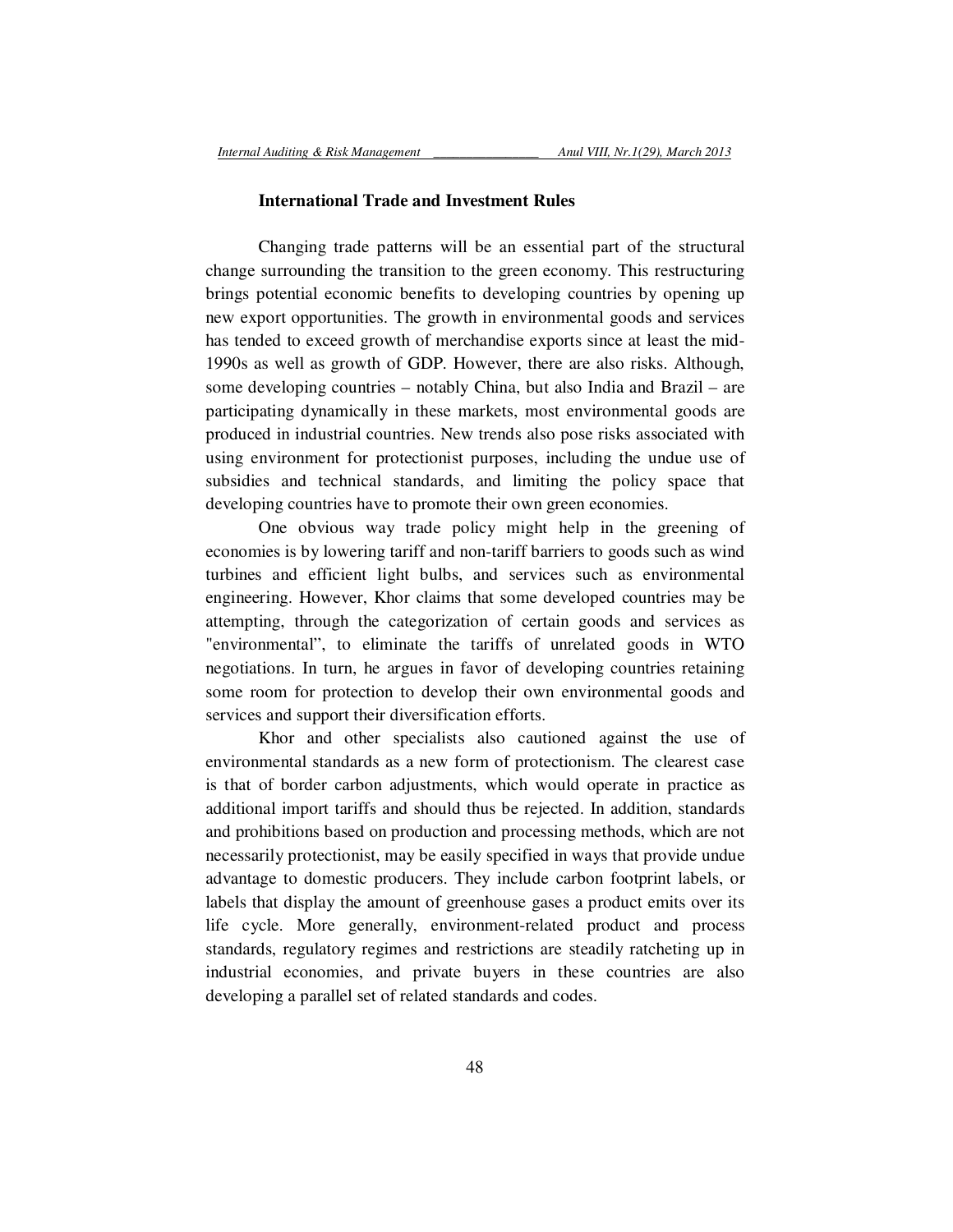## International Trade and Investment Rules

Changing trade patterns will be an essential part of the structural change surrounding the transition to the green economy. This restructuring brings potential economic benefits to developing countries by opening up new export opportunities. The growth in environmental goods and services has tended to exceed growth of merchandise exports since at least the mid-1990s as well as growth of GDP. However, there are also risks. Although, some developing countries – notably China, but also India and Brazil – are participating dynamically in these markets, most environmental goods are produced in industrial countries. New trends also pose risks associated with using environment for protectionist purposes, including the undue use of subsidies and technical standards, and limiting the policy space that developing countries have to promote their own green economies.

One obvious way trade policy might help in the greening of economies is by lowering tariff and non-tariff barriers to goods such as wind turbines and efficient light bulbs, and services such as environmental engineering. However, Khor claims that some developed countries may be attempting, through the categorization of certain goods and services as "environmental", to eliminate the tariffs of unrelated goods in WTO negotiations. In turn, he argues in favor of developing countries retaining some room for protection to develop their own environmental goods and services and support their diversification efforts.

Khor and other specialists also cautioned against the use of environmental standards as a new form of protectionism. The clearest case is that of border carbon adjustments, which would operate in practice as additional import tariffs and should thus be rejected. In addition, standards and prohibitions based on production and processing methods, which are not necessarily protectionist, may be easily specified in ways that provide undue advantage to domestic producers. They include carbon footprint labels, or labels that display the amount of greenhouse gases a product emits over its life cycle. More generally, environment-related product and process standards, regulatory regimes and restrictions are steadily ratcheting up in industrial economies, and private buyers in these countries are also developing a parallel set of related standards and codes.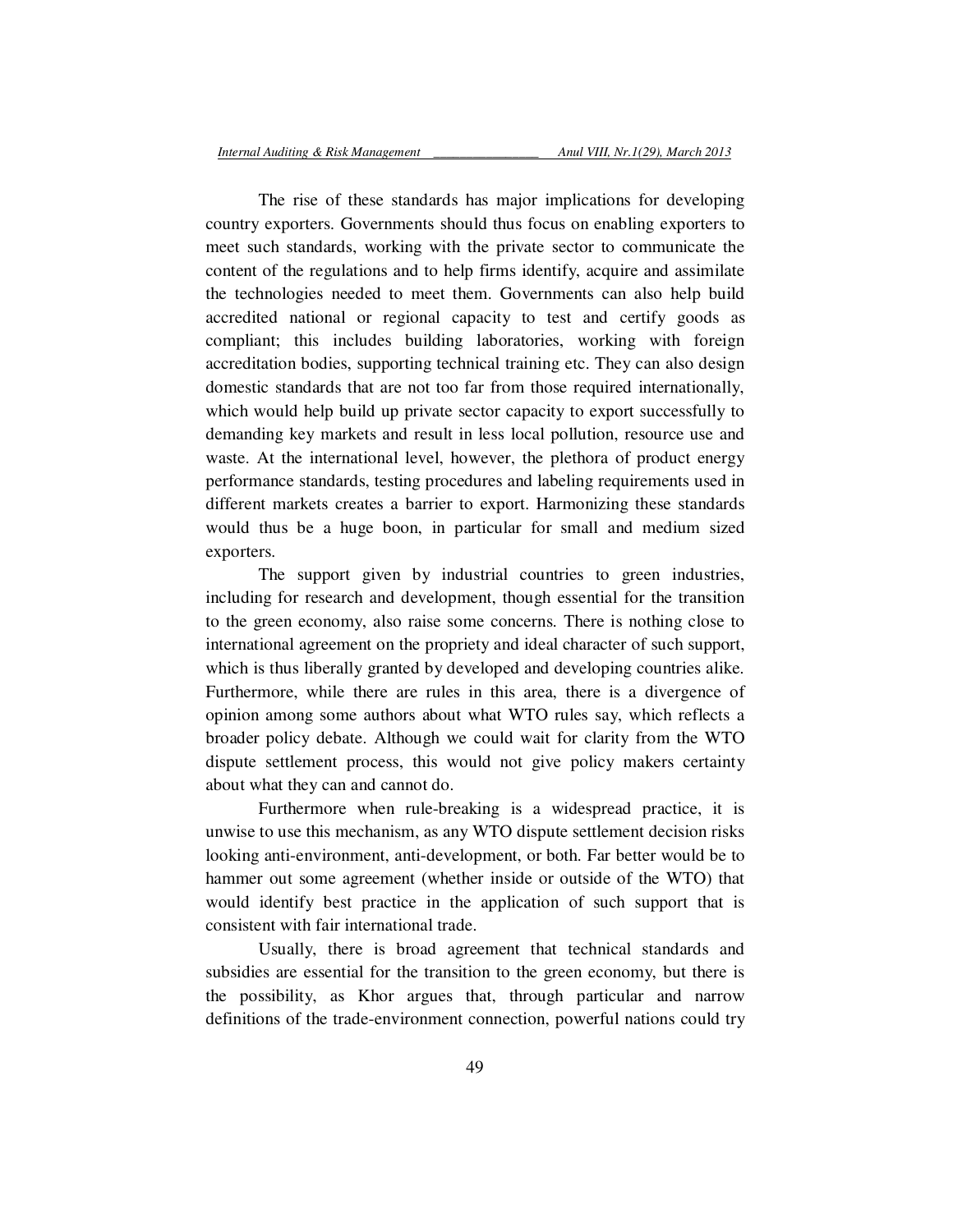The rise of these standards has major implications for developing country exporters. Governments should thus focus on enabling exporters to meet such standards, working with the private sector to communicate the content of the regulations and to help firms identify, acquire and assimilate the technologies needed to meet them. Governments can also help build accredited national or regional capacity to test and certify goods as compliant; this includes building laboratories, working with foreign accreditation bodies, supporting technical training etc. They can also design domestic standards that are not too far from those required internationally, which would help build up private sector capacity to export successfully to demanding key markets and result in less local pollution, resource use and waste. At the international level, however, the plethora of product energy performance standards, testing procedures and labeling requirements used in different markets creates a barrier to export. Harmonizing these standards would thus be a huge boon, in particular for small and medium sized exporters.

The support given by industrial countries to green industries, including for research and development, though essential for the transition to the green economy, also raise some concerns. There is nothing close to international agreement on the propriety and ideal character of such support, which is thus liberally granted by developed and developing countries alike. Furthermore, while there are rules in this area, there is a divergence of opinion among some authors about what WTO rules say, which reflects a broader policy debate. Although we could wait for clarity from the WTO dispute settlement process, this would not give policy makers certainty about what they can and cannot do.

Furthermore when rule-breaking is a widespread practice, it is unwise to use this mechanism, as any WTO dispute settlement decision risks looking anti-environment, anti-development, or both. Far better would be to hammer out some agreement (whether inside or outside of the WTO) that would identify best practice in the application of such support that is consistent with fair international trade.

Usually, there is broad agreement that technical standards and subsidies are essential for the transition to the green economy, but there is the possibility, as Khor argues that, through particular and narrow definitions of the trade-environment connection, powerful nations could try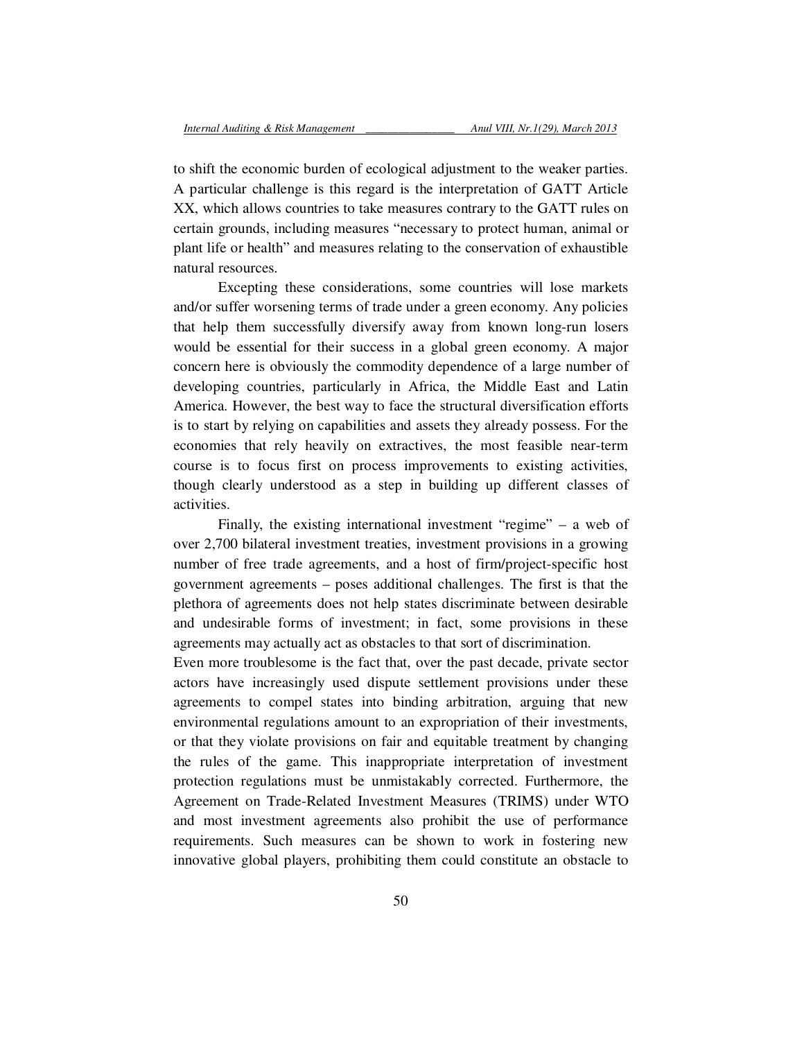to shift the economic burden of ecological adjustment to the weaker parties. A particular challenge is this regard is the interpretation of GATT Article XX, which allows countries to take measures contrary to the GATT rules on certain grounds, including measures "necessary to protect human, animal or plant life or health" and measures relating to the conservation of exhaustible natural resources.

Excepting these considerations, some countries will lose markets and/or suffer worsening terms of trade under a green economy. Any policies that help them successfully diversify away from known long-run losers would be essential for their success in a global green economy. A major concern here is obviously the commodity dependence of a large number of developing countries, particularly in Africa, the Middle East and Latin America. However, the best way to face the structural diversification efforts is to start by relying on capabilities and assets they already possess. For the economies that rely heavily on extractives, the most feasible near-term course is to focus first on process improvements to existing activities, though clearly understood as a step in building up different classes of activities.

Finally, the existing international investment "regime" – a web of over 2,700 bilateral investment treaties, investment provisions in a growing number of free trade agreements, and a host of firm/project-specific host government agreements – poses additional challenges. The first is that the plethora of agreements does not help states discriminate between desirable and undesirable forms of investment; in fact, some provisions in these agreements may actually act as obstacles to that sort of discrimination.

Even more troublesome is the fact that, over the past decade, private sector actors have increasingly used dispute settlement provisions under these agreements to compel states into binding arbitration, arguing that new environmental regulations amount to an expropriation of their investments, or that they violate provisions on fair and equitable treatment by changing the rules of the game. This inappropriate interpretation of investment protection regulations must be unmistakably corrected. Furthermore, the Agreement on Trade-Related Investment Measures (TRIMS) under WTO and most investment agreements also prohibit the use of performance requirements. Such measures can be shown to work in fostering new innovative global players, prohibiting them could constitute an obstacle to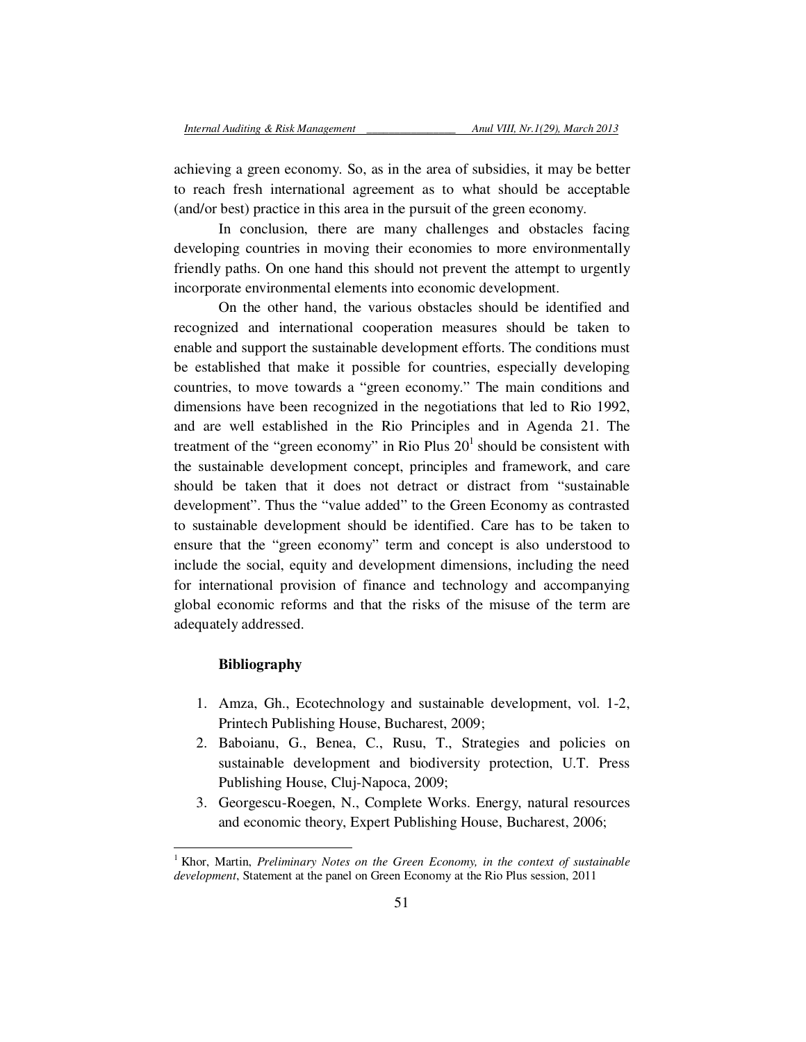achieving a green economy. So, as in the area of subsidies, it may be better to reach fresh international agreement as to what should be acceptable (and/or best) practice in this area in the pursuit of the green economy.

In conclusion, there are many challenges and obstacles facing developing countries in moving their economies to more environmentally friendly paths. On one hand this should not prevent the attempt to urgently incorporate environmental elements into economic development.

On the other hand, the various obstacles should be identified and recognized and international cooperation measures should be taken to enable and support the sustainable development efforts. The conditions must be established that make it possible for countries, especially developing countries, to move towards a "green economy." The main conditions and dimensions have been recognized in the negotiations that led to Rio 1992, and are well established in the Rio Principles and in Agenda 21. The treatment of the "green economy" in Rio Plus 20[1] should be consistent with the sustainable development concept, principles and framework, and care should be taken that it does not detract or distract from "sustainable development". Thus the "value added" to the Green Economy as contrasted to sustainable development should be identified. Care has to be taken to ensure that the "green economy" term and concept is also understood to include the social, equity and development dimensions, including the need for international provision of finance and technology and accompanying global economic reforms and that the risks of the misuse of the term are adequately addressed.

**Bibliography**

1. Amza, Gh., Ecotechnology and sustainable development, vol. 1-2, Printech Publishing House, Bucharest, 2009;
2. Baboianu, G., Benea, C., Rusu, T., Strategies and policies on sustainable development and biodiversity protection, U.T. Press Publishing House, Cluj-Napoca, 2009;
3. Georgescu-Roegen, N., Complete Works. Energy, natural resources and economic theory, Expert Publishing House, Bucharest, 2006;

---

[1] Khor, Martin, *Preliminary Notes on the Green Economy, in the context of sustainable development*, Statement at the panel on Green Economy at the Rio Plus session, 2011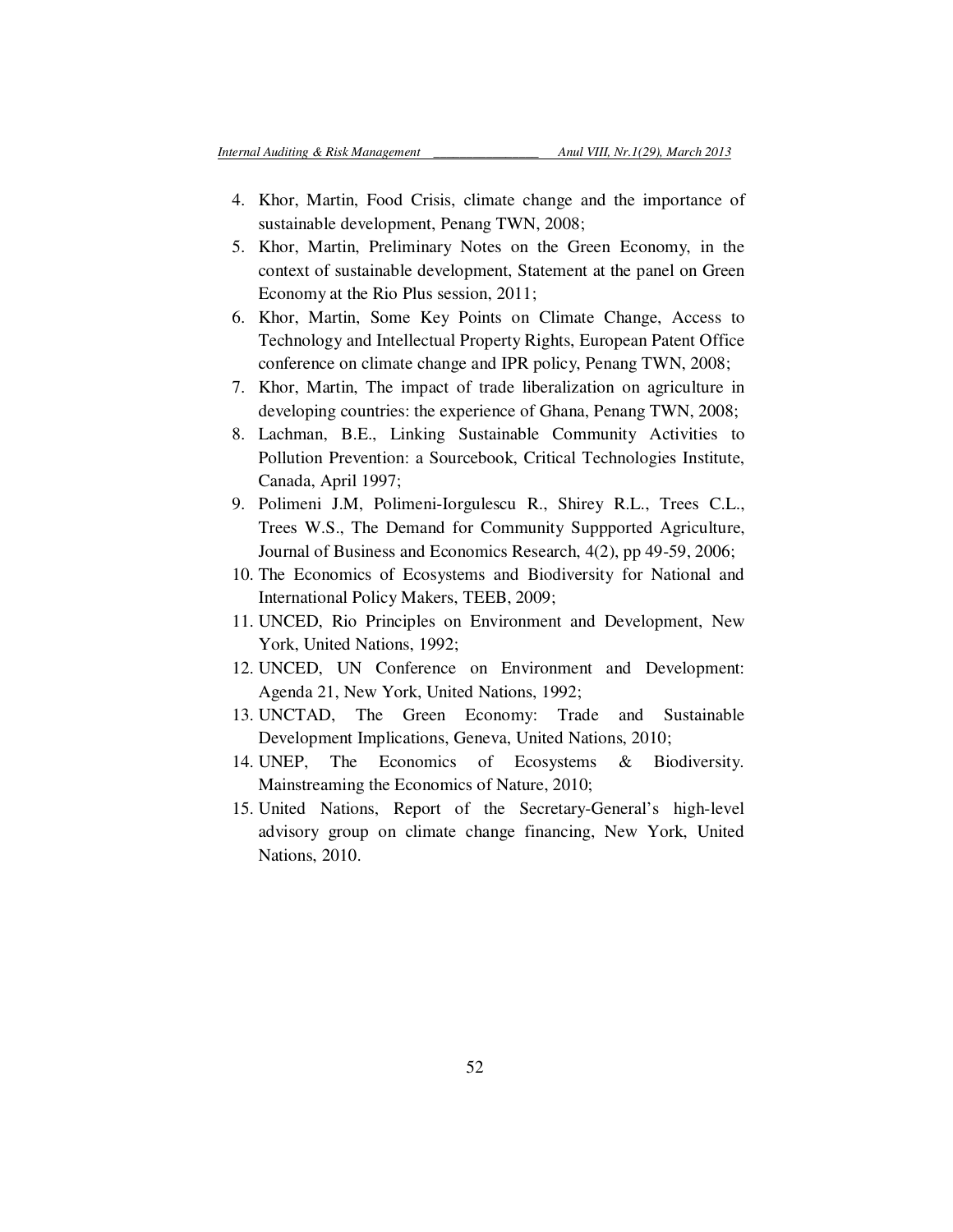4. Khor, Martin, Food Crisis, climate change and the importance of sustainable development, Penang TWN, 2008;
5. Khor, Martin, Preliminary Notes on the Green Economy, in the context of sustainable development, Statement at the panel on Green Economy at the Rio Plus session, 2011;
6. Khor, Martin, Some Key Points on Climate Change, Access to Technology and Intellectual Property Rights, European Patent Office conference on climate change and IPR policy, Penang TWN, 2008;
7. Khor, Martin, The impact of trade liberalization on agriculture in developing countries: the experience of Ghana, Penang TWN, 2008;
8. Lachman, B.E., Linking Sustainable Community Activities to Pollution Prevention: a Sourcebook, Critical Technologies Institute, Canada, April 1997;
9. Polimeni J.M, Polimeni-Iorgulescu R., Shirey R.L., Trees C.L., Trees W.S., The Demand for Community Suppported Agriculture, Journal of Business and Economics Research, 4(2), pp 49-59, 2006;
10. The Economics of Ecosystems and Biodiversity for National and International Policy Makers, TEEB, 2009;
11. UNCED, Rio Principles on Environment and Development, New York, United Nations, 1992;
12. UNCED, UN Conference on Environment and Development: Agenda 21, New York, United Nations, 1992;
13. UNCTAD, The Green Economy: Trade and Sustainable Development Implications, Geneva, United Nations, 2010;
14. UNEP, The Economics of Ecosystems & Biodiversity. Mainstreaming the Economics of Nature, 2010;
15. United Nations, Report of the Secretary-General's high-level advisory group on climate change financing, New York, United Nations, 2010.